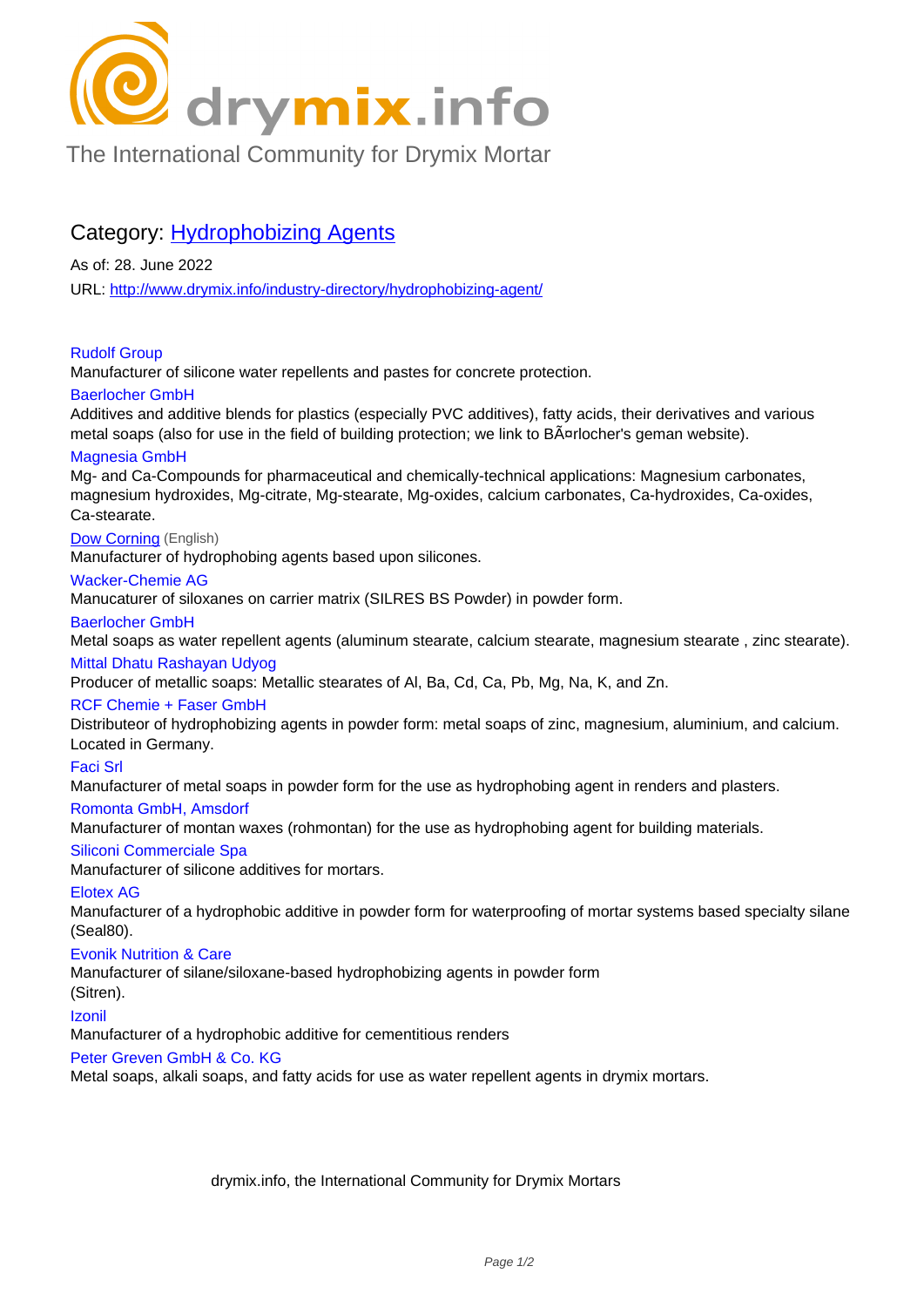drymix.info

The International Community for Drymix Mortar

## Category: Hydrophobizing Agents

As of: 28. June 2022

URL: http://www.drymix.info/industry-directory/hydrophobizing-agent/

**Rudolf Group**
Manufacturer of silicone water repellents and pastes for concrete protection.

**Baerlocher GmbH**
Additives and additive blends for plastics (especially PVC additives), fatty acids, their derivatives and various metal soaps (also for use in the field of building protection; we link to BÃ¤rlocher's geman website).

**Magnesia GmbH**
Mg- and Ca-Compounds for pharmaceutical and chemically-technical applications: Magnesium carbonates, magnesium hydroxides, Mg-citrate, Mg-stearate, Mg-oxides, calcium carbonates, Ca-hydroxides, Ca-oxides, Ca-stearate.

**Dow Corning** (English)
Manufacturer of hydrophobing agents based upon silicones.

**Wacker-Chemie AG**
Manucaturer of siloxanes on carrier matrix (SILRES BS Powder) in powder form.

**Baerlocher GmbH**
Metal soaps as water repellent agents (aluminum stearate, calcium stearate, magnesium stearate , zinc stearate).

**Mittal Dhatu Rashayan Udyog**
Producer of metallic soaps: Metallic stearates of Al, Ba, Cd, Ca, Pb, Mg, Na, K, and Zn.

**RCF Chemie + Faser GmbH**
Distributeor of hydrophobizing agents in powder form: metal soaps of zinc, magnesium, aluminium, and calcium. Located in Germany.

**Faci Srl**
Manufacturer of metal soaps in powder form for the use as hydrophobing agent in renders and plasters.

**Romonta GmbH, Amsdorf**
Manufacturer of montan waxes (rohmontan) for the use as hydrophobing agent for building materials.

**Siliconi Commerciale Spa**
Manufacturer of silicone additives for mortars.

**Elotex AG**
Manufacturer of a hydrophobic additive in powder form for waterproofing of mortar systems based specialty silane (Seal80).

**Evonik Nutrition & Care**
Manufacturer of silane/siloxane-based hydrophobizing agents in powder form
(Sitren).

**Izonil**
Manufacturer of a hydrophobic additive for cementitious renders

**Peter Greven GmbH & Co. KG**
Metal soaps, alkali soaps, and fatty acids for use as water repellent agents in drymix mortars.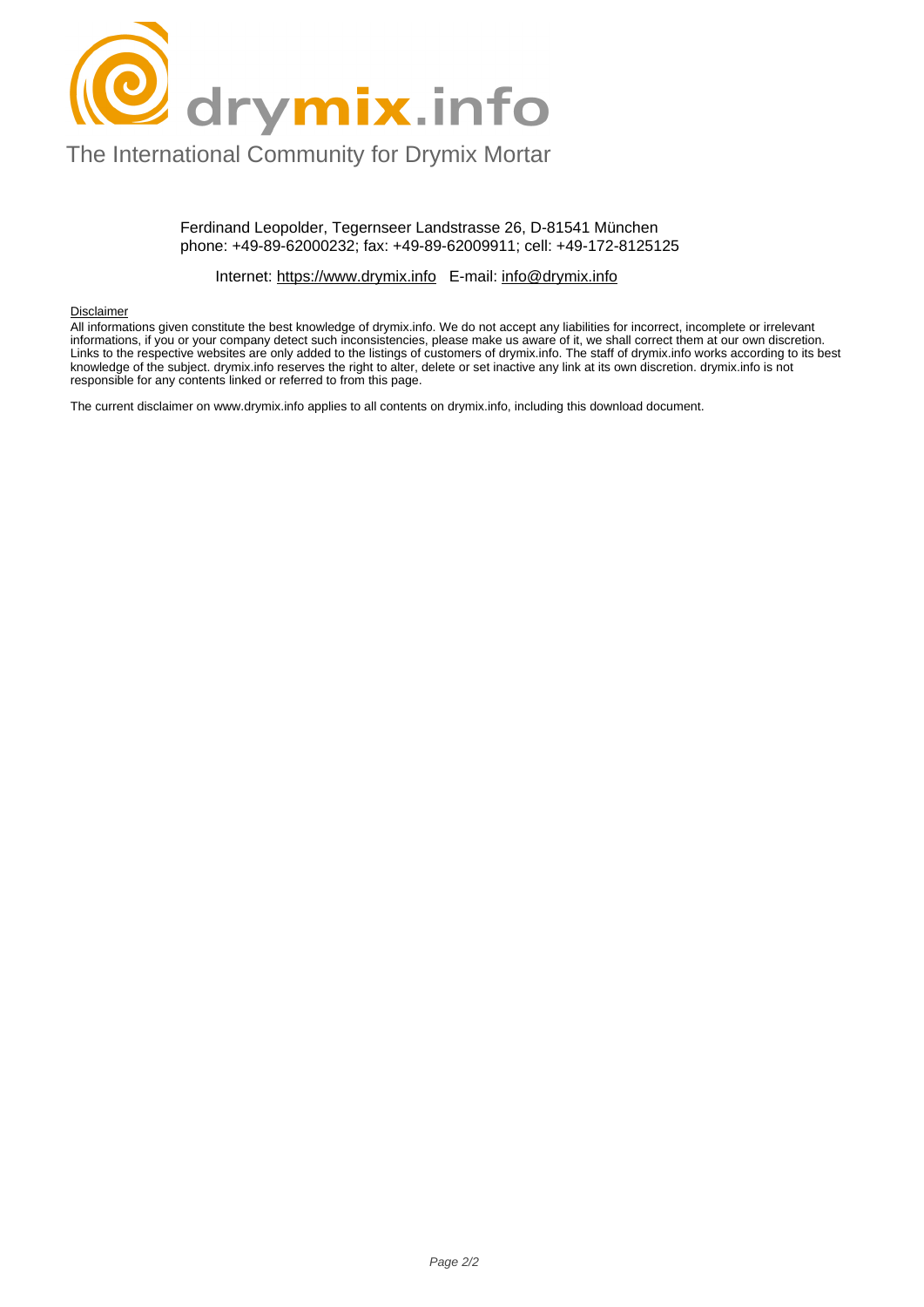# drymix.info

The International Community for Drymix Mortar

Ferdinand Leopolder, Tegernseer Landstrasse 26, D-81541 München
phone: +49-89-62000232; fax: +49-89-62009911; cell: +49-172-8125125

Internet: https://www.drymix.info E-mail: info@drymix.info

Disclaimer

All informations given constitute the best knowledge of drymix.info. We do not accept any liabilities for incorrect, incomplete or irrelevant informations, if you or your company detect such inconsistencies, please make us aware of it, we shall correct them at our own discretion. Links to the respective websites are only added to the listings of customers of drymix.info. The staff of drymix.info works according to its best knowledge of the subject. drymix.info reserves the right to alter, delete or set inactive any link at its own discretion. drymix.info is not responsible for any contents linked or referred to from this page.

The current disclaimer on www.drymix.info applies to all contents on drymix.info, including this download document.